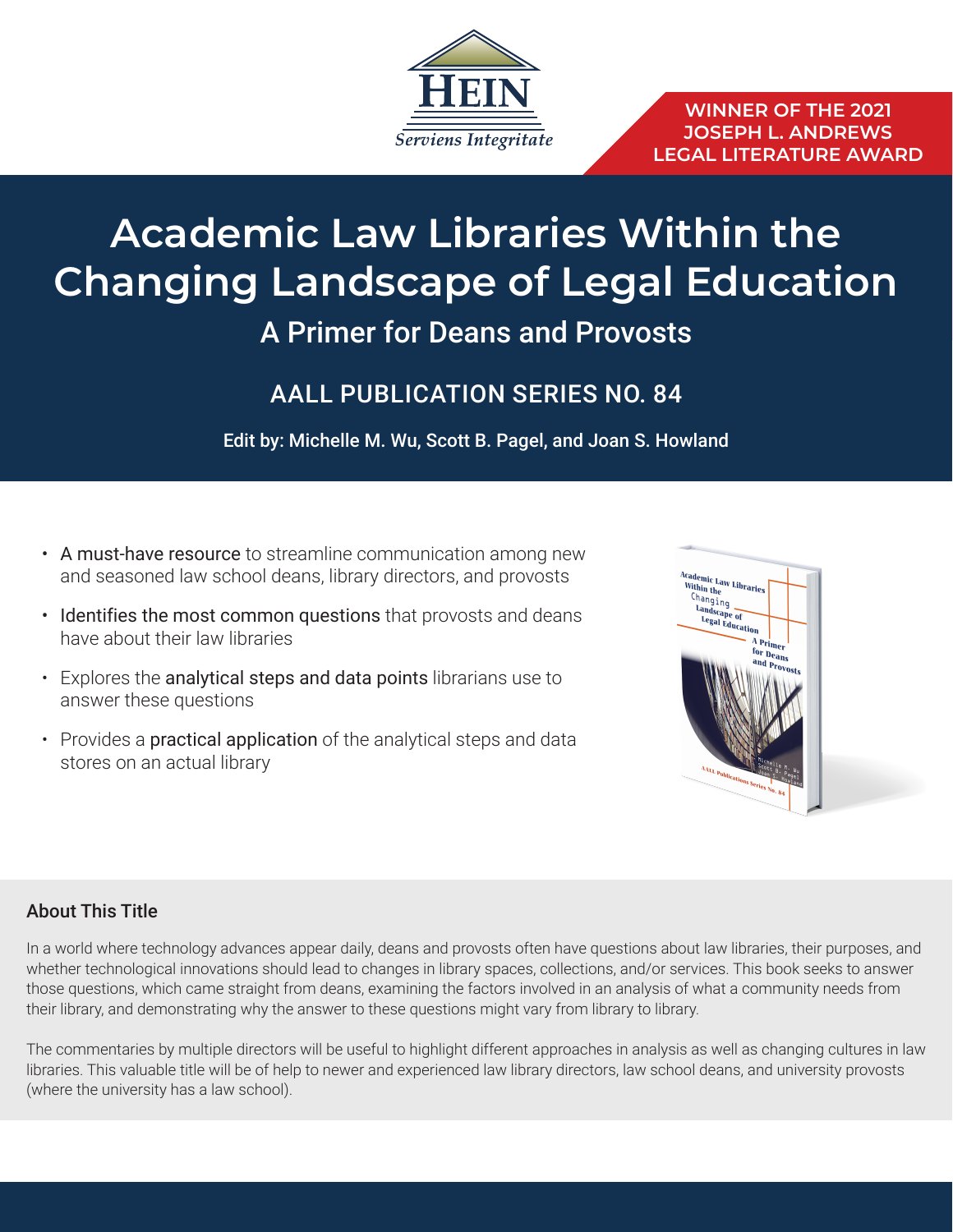HEIN

*Serviens Integritate*

**WINNER OF THE 2021 JOSEPH L. ANDREWS LEGAL LITERATURE AWARD**

# Academic Law Libraries Within the Changing Landscape of Legal Education

## A Primer for Deans and Provosts

### AALL PUBLICATION SERIES NO. 84

Edit by: Michelle M. Wu, Scott B. Pagel, and Joan S. Howland

- A must-have resource to streamline communication among new and seasoned law school deans, library directors, and provosts
- Identifies the most common questions that provosts and deans have about their law libraries
- Explores the analytical steps and data points librarians use to answer these questions
- Provides a practical application of the analytical steps and data stores on an actual library

### About This Title

In a world where technology advances appear daily, deans and provosts often have questions about law libraries, their purposes, and whether technological innovations should lead to changes in library spaces, collections, and/or services. This book seeks to answer those questions, which came straight from deans, examining the factors involved in an analysis of what a community needs from their library, and demonstrating why the answer to these questions might vary from library to library.

The commentaries by multiple directors will be useful to highlight different approaches in analysis as well as changing cultures in law libraries. This valuable title will be of help to newer and experienced law library directors, law school deans, and university provosts (where the university has a law school).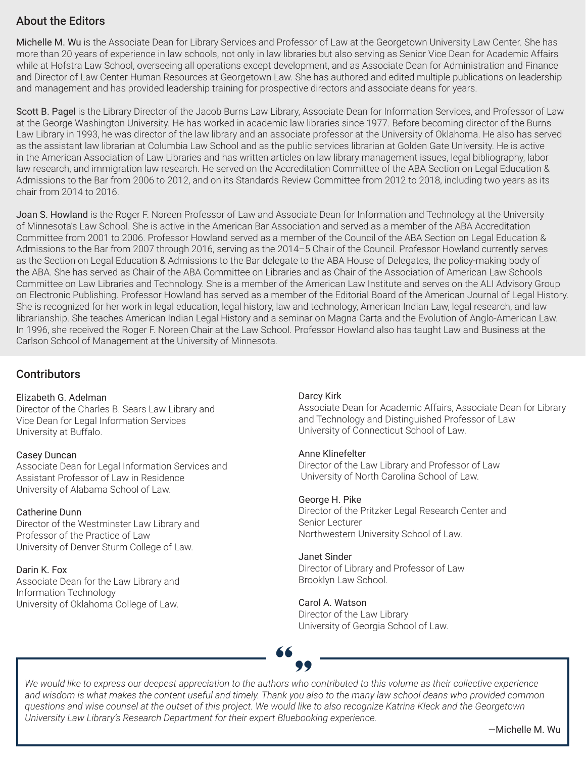## About the Editors

Michelle M. Wu is the Associate Dean for Library Services and Professor of Law at the Georgetown University Law Center. She has more than 20 years of experience in law schools, not only in law libraries but also serving as Senior Vice Dean for Academic Affairs while at Hofstra Law School, overseeing all operations except development, and as Associate Dean for Administration and Finance and Director of Law Center Human Resources at Georgetown Law. She has authored and edited multiple publications on leadership and management and has provided leadership training for prospective directors and associate deans for years.

Scott B. Pagel is the Library Director of the Jacob Burns Law Library, Associate Dean for Information Services, and Professor of Law at the George Washington University. He has worked in academic law libraries since 1977. Before becoming director of the Burns Law Library in 1993, he was director of the law library and an associate professor at the University of Oklahoma. He also has served as the assistant law librarian at Columbia Law School and as the public services librarian at Golden Gate University. He is active in the American Association of Law Libraries and has written articles on law library management issues, legal bibliography, labor law research, and immigration law research. He served on the Accreditation Committee of the ABA Section on Legal Education & Admissions to the Bar from 2006 to 2012, and on its Standards Review Committee from 2012 to 2018, including two years as its chair from 2014 to 2016.

Joan S. Howland is the Roger F. Noreen Professor of Law and Associate Dean for Information and Technology at the University of Minnesota's Law School. She is active in the American Bar Association and served as a member of the ABA Accreditation Committee from 2001 to 2006. Professor Howland served as a member of the Council of the ABA Section on Legal Education & Admissions to the Bar from 2007 through 2016, serving as the 2014–5 Chair of the Council. Professor Howland currently serves as the Section on Legal Education & Admissions to the Bar delegate to the ABA House of Delegates, the policy-making body of the ABA. She has served as Chair of the ABA Committee on Libraries and as Chair of the Association of American Law Schools Committee on Law Libraries and Technology. She is a member of the American Law Institute and serves on the ALI Advisory Group on Electronic Publishing. Professor Howland has served as a member of the Editorial Board of the American Journal of Legal History. She is recognized for her work in legal education, legal history, law and technology, American Indian Law, legal research, and law librarianship. She teaches American Indian Legal History and a seminar on Magna Carta and the Evolution of Anglo-American Law. In 1996, she received the Roger F. Noreen Chair at the Law School. Professor Howland also has taught Law and Business at the Carlson School of Management at the University of Minnesota.

## Contributors

Elizabeth G. Adelman
Director of the Charles B. Sears Law Library and
Vice Dean for Legal Information Services
University at Buffalo.

Casey Duncan
Associate Dean for Legal Information Services and
Assistant Professor of Law in Residence
University of Alabama School of Law.

Catherine Dunn
Director of the Westminster Law Library and
Professor of the Practice of Law
University of Denver Sturm College of Law.

Darin K. Fox
Associate Dean for the Law Library and
Information Technology
University of Oklahoma College of Law.

Darcy Kirk
Associate Dean for Academic Affairs, Associate Dean for Library
and Technology and Distinguished Professor of Law
University of Connecticut School of Law.

Anne Klinefelter
Director of the Law Library and Professor of Law
University of North Carolina School of Law.

George H. Pike
Director of the Pritzker Legal Research Center and
Senior Lecturer
Northwestern University School of Law.

Janet Sinder
Director of Library and Professor of Law
Brooklyn Law School.

Carol A. Watson
Director of the Law Library
University of Georgia School of Law.

*We would like to express our deepest appreciation to the authors who contributed to this volume as their collective experience and wisdom is what makes the content useful and timely. Thank you also to the many law school deans who provided common questions and wise counsel at the outset of this project. We would like to also recognize Katrina Kleck and the Georgetown University Law Library's Research Department for their expert Bluebooking experience.*

—Michelle M. Wu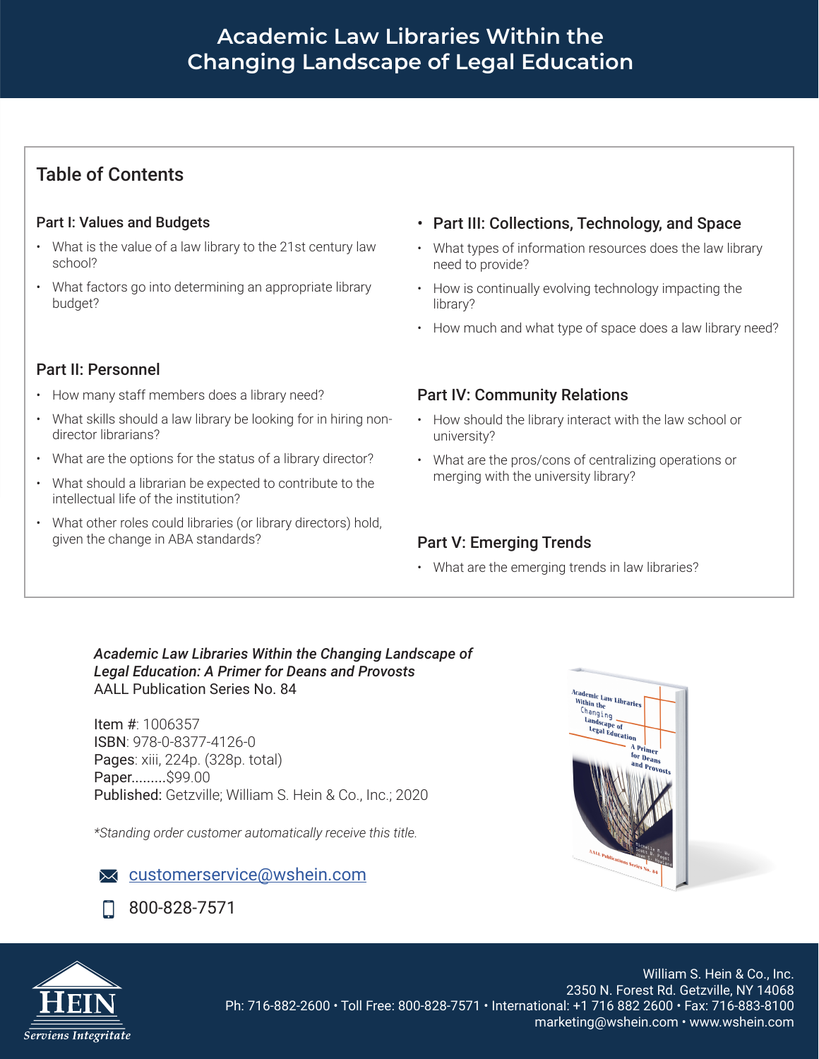# Academic Law Libraries Within the Changing Landscape of Legal Education

## Table of Contents

### Part I: Values and Budgets

- What is the value of a law library to the 21st century law school?
- What factors go into determining an appropriate library budget?

### Part II: Personnel

- How many staff members does a library need?
- What skills should a law library be looking for in hiring non-director librarians?
- What are the options for the status of a library director?
- What should a librarian be expected to contribute to the intellectual life of the institution?
- What other roles could libraries (or library directors) hold, given the change in ABA standards?

### Part III: Collections, Technology, and Space

- What types of information resources does the law library need to provide?
- How is continually evolving technology impacting the library?
- How much and what type of space does a law library need?

### Part IV: Community Relations

- How should the library interact with the law school or university?
- What are the pros/cons of centralizing operations or merging with the university library?

### Part V: Emerging Trends

- What are the emerging trends in law libraries?

*Academic Law Libraries Within the Changing Landscape of Legal Education: A Primer for Deans and Provosts*
AALL Publication Series No. 84

Item #: 1006357
ISBN: 978-0-8377-4126-0
Pages: xiii, 224p. (328p. total)
Paper.........$99.00
Published: Getzville; William S. Hein & Co., Inc.; 2020

*\*Standing order customer automatically receive this title.*

customerservice@wshein.com

800-828-7571

William S. Hein & Co., Inc.
2350 N. Forest Rd. Getzville, NY 14068
Ph: 716-882-2600 • Toll Free: 800-828-7571 • International: +1 716 882 2600 • Fax: 716-883-8100
marketing@wshein.com • www.wshein.com

HEIN
Serviens Integritate